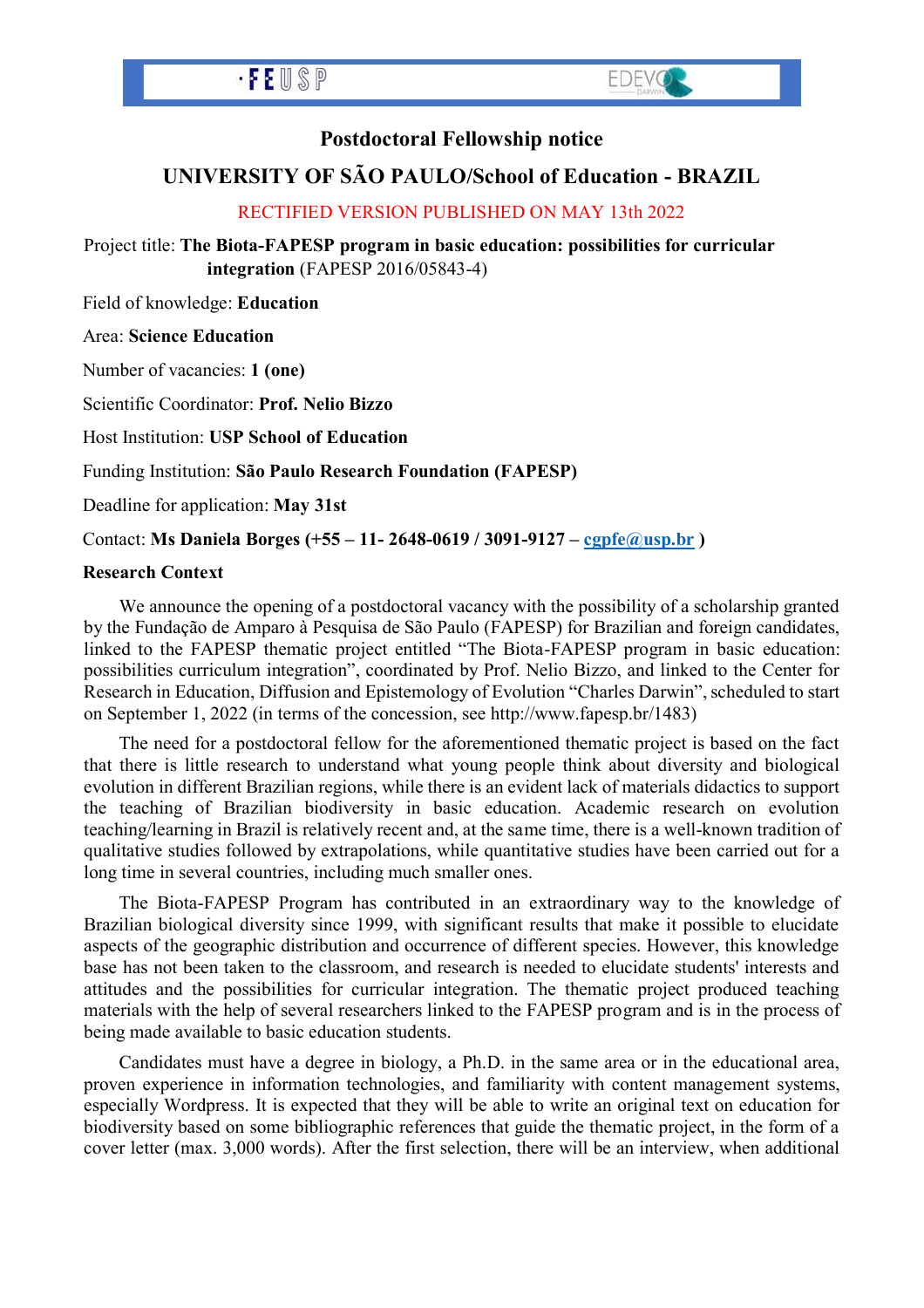# Postdoctoral Fellowship notice

## UNIVERSITY OF SÃO PAULO/School of Education - BRAZIL

RECTIFIED VERSION PUBLISHED ON MAY 13th 2022

Project title: **The Biota-FAPESP program in basic education: possibilities for curricular integration** (FAPESP 2016/05843-4)

Field of knowledge: **Education**

Area: **Science Education**

Number of vacancies: **1 (one)**

Scientific Coordinator: **Prof. Nelio Bizzo**

Host Institution: **USP School of Education**

Funding Institution: **São Paulo Research Foundation (FAPESP)**

Deadline for application: **May 31st**

Contact: **Ms Daniela Borges (+55 – 11- 2648-0619 / 3091-9127 – cgpfe@usp.br )**

### Research Context

We announce the opening of a postdoctoral vacancy with the possibility of a scholarship granted by the Fundação de Amparo à Pesquisa de São Paulo (FAPESP) for Brazilian and foreign candidates, linked to the FAPESP thematic project entitled "The Biota-FAPESP program in basic education: possibilities curriculum integration", coordinated by Prof. Nelio Bizzo, and linked to the Center for Research in Education, Diffusion and Epistemology of Evolution "Charles Darwin", scheduled to start on September 1, 2022 (in terms of the concession, see http://www.fapesp.br/1483)

The need for a postdoctoral fellow for the aforementioned thematic project is based on the fact that there is little research to understand what young people think about diversity and biological evolution in different Brazilian regions, while there is an evident lack of materials didactics to support the teaching of Brazilian biodiversity in basic education. Academic research on evolution teaching/learning in Brazil is relatively recent and, at the same time, there is a well-known tradition of qualitative studies followed by extrapolations, while quantitative studies have been carried out for a long time in several countries, including much smaller ones.

The Biota-FAPESP Program has contributed in an extraordinary way to the knowledge of Brazilian biological diversity since 1999, with significant results that make it possible to elucidate aspects of the geographic distribution and occurrence of different species. However, this knowledge base has not been taken to the classroom, and research is needed to elucidate students' interests and attitudes and the possibilities for curricular integration. The thematic project produced teaching materials with the help of several researchers linked to the FAPESP program and is in the process of being made available to basic education students.

Candidates must have a degree in biology, a Ph.D. in the same area or in the educational area, proven experience in information technologies, and familiarity with content management systems, especially Wordpress. It is expected that they will be able to write an original text on education for biodiversity based on some bibliographic references that guide the thematic project, in the form of a cover letter (max. 3,000 words). After the first selection, there will be an interview, when additional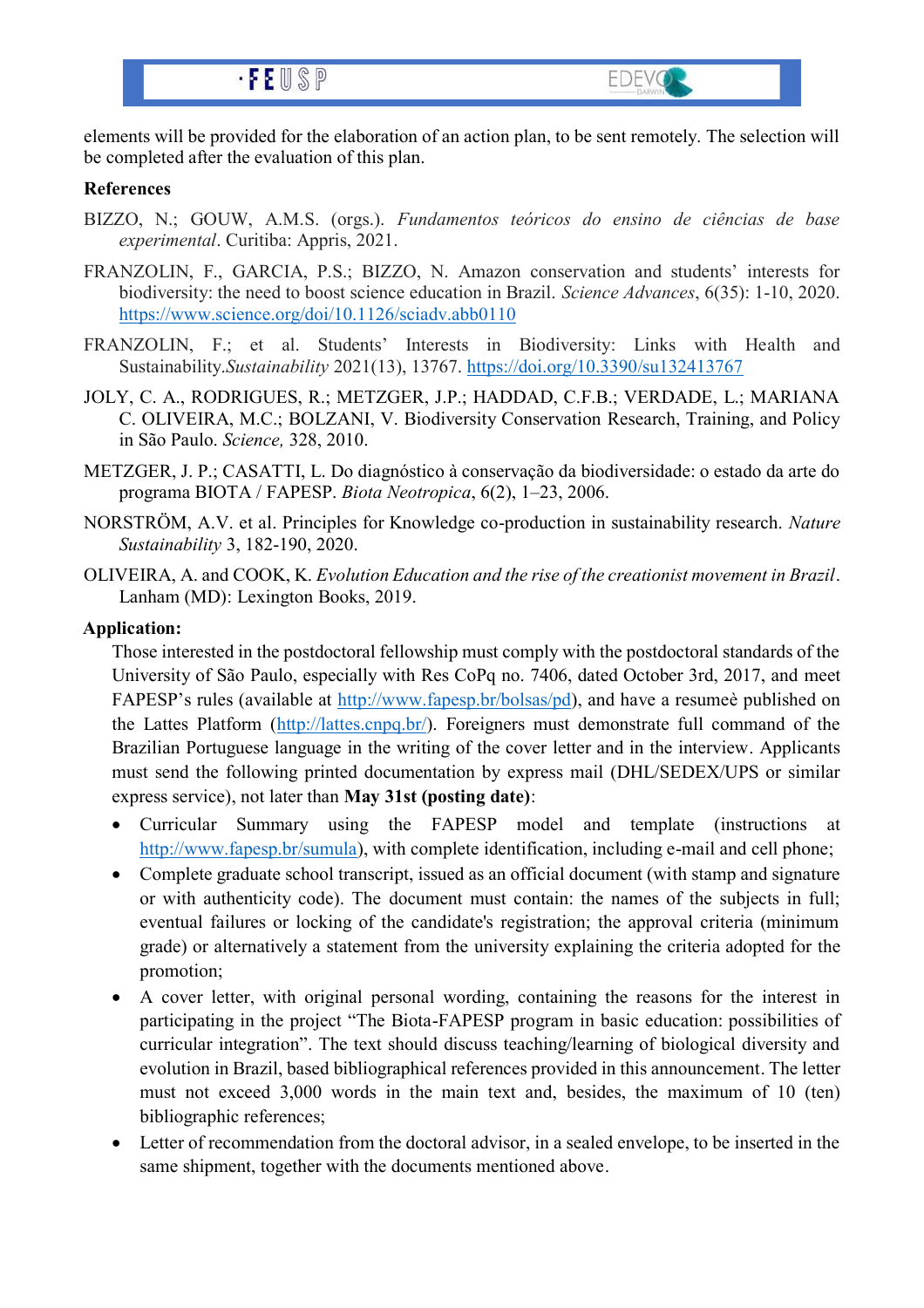elements will be provided for the elaboration of an action plan, to be sent remotely. The selection will be completed after the evaluation of this plan.

**References**

BIZZO, N.; GOUW, A.M.S. (orgs.). *Fundamentos teóricos do ensino de ciências de base experimental*. Curitiba: Appris, 2021.

FRANZOLIN, F., GARCIA, P.S.; BIZZO, N. Amazon conservation and students' interests for biodiversity: the need to boost science education in Brazil. *Science Advances*, 6(35): 1-10, 2020. https://www.science.org/doi/10.1126/sciadv.abb0110

FRANZOLIN, F.; et al. Students' Interests in Biodiversity: Links with Health and Sustainability.*Sustainability* 2021(13), 13767. https://doi.org/10.3390/su132413767

JOLY, C. A., RODRIGUES, R.; METZGER, J.P.; HADDAD, C.F.B.; VERDADE, L.; MARIANA C. OLIVEIRA, M.C.; BOLZANI, V. Biodiversity Conservation Research, Training, and Policy in São Paulo. *Science,* 328, 2010.

METZGER, J. P.; CASATTI, L. Do diagnóstico à conservação da biodiversidade: o estado da arte do programa BIOTA / FAPESP. *Biota Neotropica*, 6(2), 1–23, 2006.

NORSTRÖM, A.V. et al. Principles for Knowledge co-production in sustainability research. *Nature Sustainability* 3, 182-190, 2020.

OLIVEIRA, A. and COOK, K. *Evolution Education and the rise of the creationist movement in Brazil*. Lanham (MD): Lexington Books, 2019.

**Application:**

Those interested in the postdoctoral fellowship must comply with the postdoctoral standards of the University of São Paulo, especially with Res CoPq no. 7406, dated October 3rd, 2017, and meet FAPESP's rules (available at http://www.fapesp.br/bolsas/pd), and have a resumeè published on the Lattes Platform (http://lattes.cnpq.br/). Foreigners must demonstrate full command of the Brazilian Portuguese language in the writing of the cover letter and in the interview. Applicants must send the following printed documentation by express mail (DHL/SEDEX/UPS or similar express service), not later than **May 31st (posting date)**:

- Curricular Summary using the FAPESP model and template (instructions at http://www.fapesp.br/sumula), with complete identification, including e-mail and cell phone;
- Complete graduate school transcript, issued as an official document (with stamp and signature or with authenticity code). The document must contain: the names of the subjects in full; eventual failures or locking of the candidate's registration; the approval criteria (minimum grade) or alternatively a statement from the university explaining the criteria adopted for the promotion;
- A cover letter, with original personal wording, containing the reasons for the interest in participating in the project "The Biota-FAPESP program in basic education: possibilities of curricular integration". The text should discuss teaching/learning of biological diversity and evolution in Brazil, based bibliographical references provided in this announcement. The letter must not exceed 3,000 words in the main text and, besides, the maximum of 10 (ten) bibliographic references;
- Letter of recommendation from the doctoral advisor, in a sealed envelope, to be inserted in the same shipment, together with the documents mentioned above.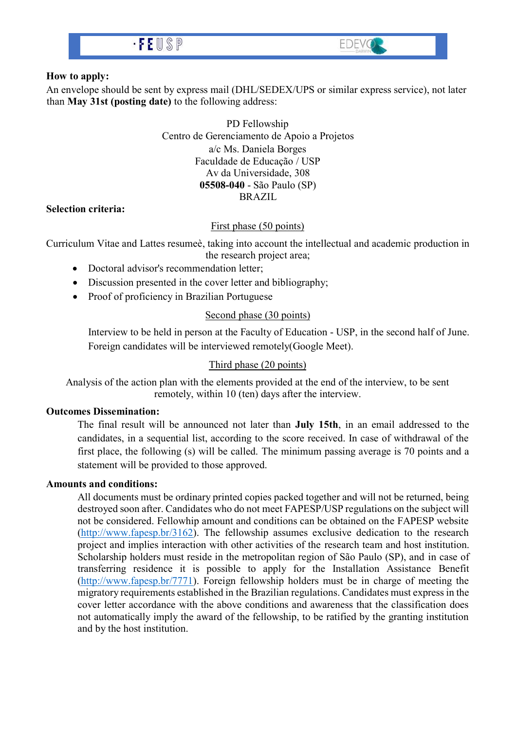**How to apply:**

An envelope should be sent by express mail (DHL/SEDEX/UPS or similar express service), not later than **May 31st (posting date)** to the following address:

PD Fellowship
Centro de Gerenciamento de Apoio a Projetos
a/c Ms. Daniela Borges
Faculdade de Educação / USP
Av da Universidade, 308
**05508-040** - São Paulo (SP)
BRAZIL

**Selection criteria:**

First phase (50 points)

Curriculum Vitae and Lattes resumeè, taking into account the intellectual and academic production in the research project area;

- Doctoral advisor's recommendation letter;
- Discussion presented in the cover letter and bibliography;
- Proof of proficiency in Brazilian Portuguese

Second phase (30 points)

Interview to be held in person at the Faculty of Education - USP, in the second half of June. Foreign candidates will be interviewed remotely(Google Meet).

Third phase (20 points)

Analysis of the action plan with the elements provided at the end of the interview, to be sent remotely, within 10 (ten) days after the interview.

**Outcomes Dissemination:**

The final result will be announced not later than **July 15th**, in an email addressed to the candidates, in a sequential list, according to the score received. In case of withdrawal of the first place, the following (s) will be called. The minimum passing average is 70 points and a statement will be provided to those approved.

**Amounts and conditions:**

All documents must be ordinary printed copies packed together and will not be returned, being destroyed soon after. Candidates who do not meet FAPESP/USP regulations on the subject will not be considered. Fellowship amount and conditions can be obtained on the FAPESP website (http://www.fapesp.br/3162). The fellowship assumes exclusive dedication to the research project and implies interaction with other activities of the research team and host institution. Scholarship holders must reside in the metropolitan region of São Paulo (SP), and in case of transferring residence it is possible to apply for the Installation Assistance Benefit (http://www.fapesp.br/7771). Foreign fellowship holders must be in charge of meeting the migratory requirements established in the Brazilian regulations. Candidates must express in the cover letter accordance with the above conditions and awareness that the classification does not automatically imply the award of the fellowship, to be ratified by the granting institution and by the host institution.